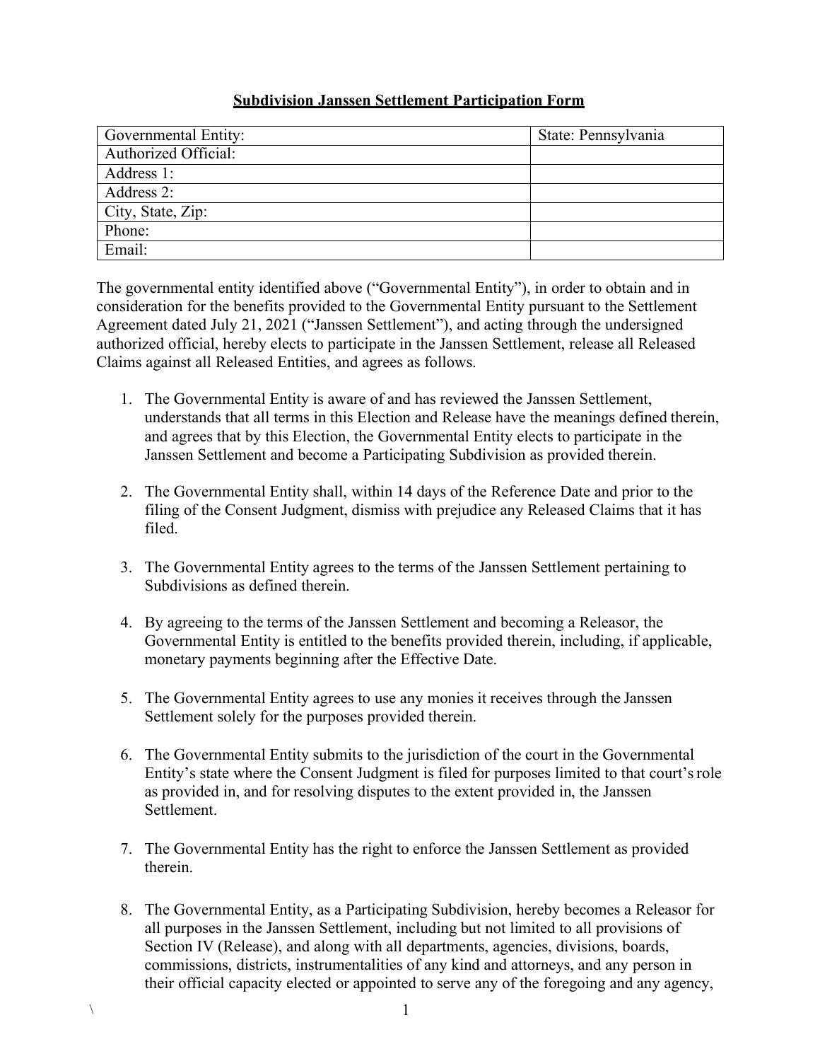**Subdivision Janssen Settlement Participation Form**

| Governmental Entity: | State: Pennsylvania |
|---|---|
| Authorized Official: | |
| Address 1: | |
| Address 2: | |
| City, State, Zip: | |
| Phone: | |
| Email: | |

The governmental entity identified above ("Governmental Entity"), in order to obtain and in consideration for the benefits provided to the Governmental Entity pursuant to the Settlement Agreement dated July 21, 2021 ("Janssen Settlement"), and acting through the undersigned authorized official, hereby elects to participate in the Janssen Settlement, release all Released Claims against all Released Entities, and agrees as follows.

1. The Governmental Entity is aware of and has reviewed the Janssen Settlement, understands that all terms in this Election and Release have the meanings defined therein, and agrees that by this Election, the Governmental Entity elects to participate in the Janssen Settlement and become a Participating Subdivision as provided therein.

2. The Governmental Entity shall, within 14 days of the Reference Date and prior to the filing of the Consent Judgment, dismiss with prejudice any Released Claims that it has filed.

3. The Governmental Entity agrees to the terms of the Janssen Settlement pertaining to Subdivisions as defined therein.

4. By agreeing to the terms of the Janssen Settlement and becoming a Releasor, the Governmental Entity is entitled to the benefits provided therein, including, if applicable, monetary payments beginning after the Effective Date.

5. The Governmental Entity agrees to use any monies it receives through the Janssen Settlement solely for the purposes provided therein.

6. The Governmental Entity submits to the jurisdiction of the court in the Governmental Entity's state where the Consent Judgment is filed for purposes limited to that court's role as provided in, and for resolving disputes to the extent provided in, the Janssen Settlement.

7. The Governmental Entity has the right to enforce the Janssen Settlement as provided therein.

8. The Governmental Entity, as a Participating Subdivision, hereby becomes a Releasor for all purposes in the Janssen Settlement, including but not limited to all provisions of Section IV (Release), and along with all departments, agencies, divisions, boards, commissions, districts, instrumentalities of any kind and attorneys, and any person in their official capacity elected or appointed to serve any of the foregoing and any agency,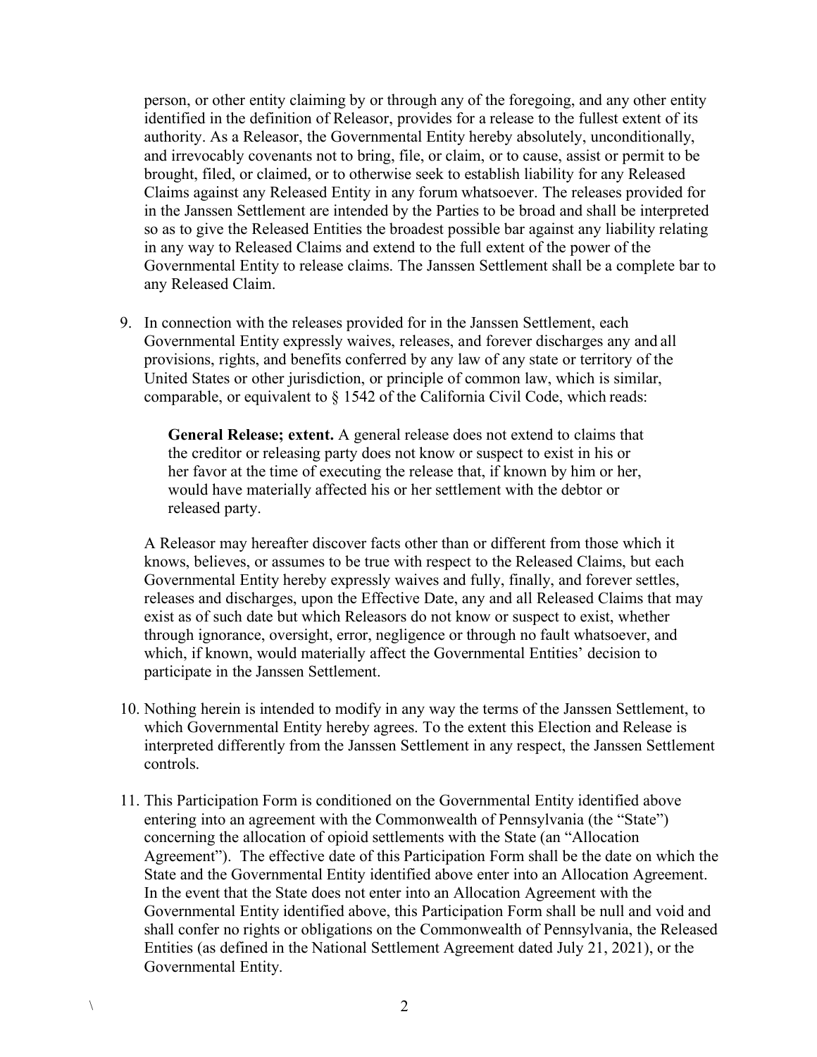person, or other entity claiming by or through any of the foregoing, and any other entity identified in the definition of Releasor, provides for a release to the fullest extent of its authority. As a Releasor, the Governmental Entity hereby absolutely, unconditionally, and irrevocably covenants not to bring, file, or claim, or to cause, assist or permit to be brought, filed, or claimed, or to otherwise seek to establish liability for any Released Claims against any Released Entity in any forum whatsoever. The releases provided for in the Janssen Settlement are intended by the Parties to be broad and shall be interpreted so as to give the Released Entities the broadest possible bar against any liability relating in any way to Released Claims and extend to the full extent of the power of the Governmental Entity to release claims. The Janssen Settlement shall be a complete bar to any Released Claim.

9. In connection with the releases provided for in the Janssen Settlement, each Governmental Entity expressly waives, releases, and forever discharges any and all provisions, rights, and benefits conferred by any law of any state or territory of the United States or other jurisdiction, or principle of common law, which is similar, comparable, or equivalent to § 1542 of the California Civil Code, which reads:

   **General Release; extent.** A general release does not extend to claims that the creditor or releasing party does not know or suspect to exist in his or her favor at the time of executing the release that, if known by him or her, would have materially affected his or her settlement with the debtor or released party.

   A Releasor may hereafter discover facts other than or different from those which it knows, believes, or assumes to be true with respect to the Released Claims, but each Governmental Entity hereby expressly waives and fully, finally, and forever settles, releases and discharges, upon the Effective Date, any and all Released Claims that may exist as of such date but which Releasors do not know or suspect to exist, whether through ignorance, oversight, error, negligence or through no fault whatsoever, and which, if known, would materially affect the Governmental Entities' decision to participate in the Janssen Settlement.

10. Nothing herein is intended to modify in any way the terms of the Janssen Settlement, to which Governmental Entity hereby agrees. To the extent this Election and Release is interpreted differently from the Janssen Settlement in any respect, the Janssen Settlement controls.

11. This Participation Form is conditioned on the Governmental Entity identified above entering into an agreement with the Commonwealth of Pennsylvania (the "State") concerning the allocation of opioid settlements with the State (an "Allocation Agreement"). The effective date of this Participation Form shall be the date on which the State and the Governmental Entity identified above enter into an Allocation Agreement. In the event that the State does not enter into an Allocation Agreement with the Governmental Entity identified above, this Participation Form shall be null and void and shall confer no rights or obligations on the Commonwealth of Pennsylvania, the Released Entities (as defined in the National Settlement Agreement dated July 21, 2021), or the Governmental Entity.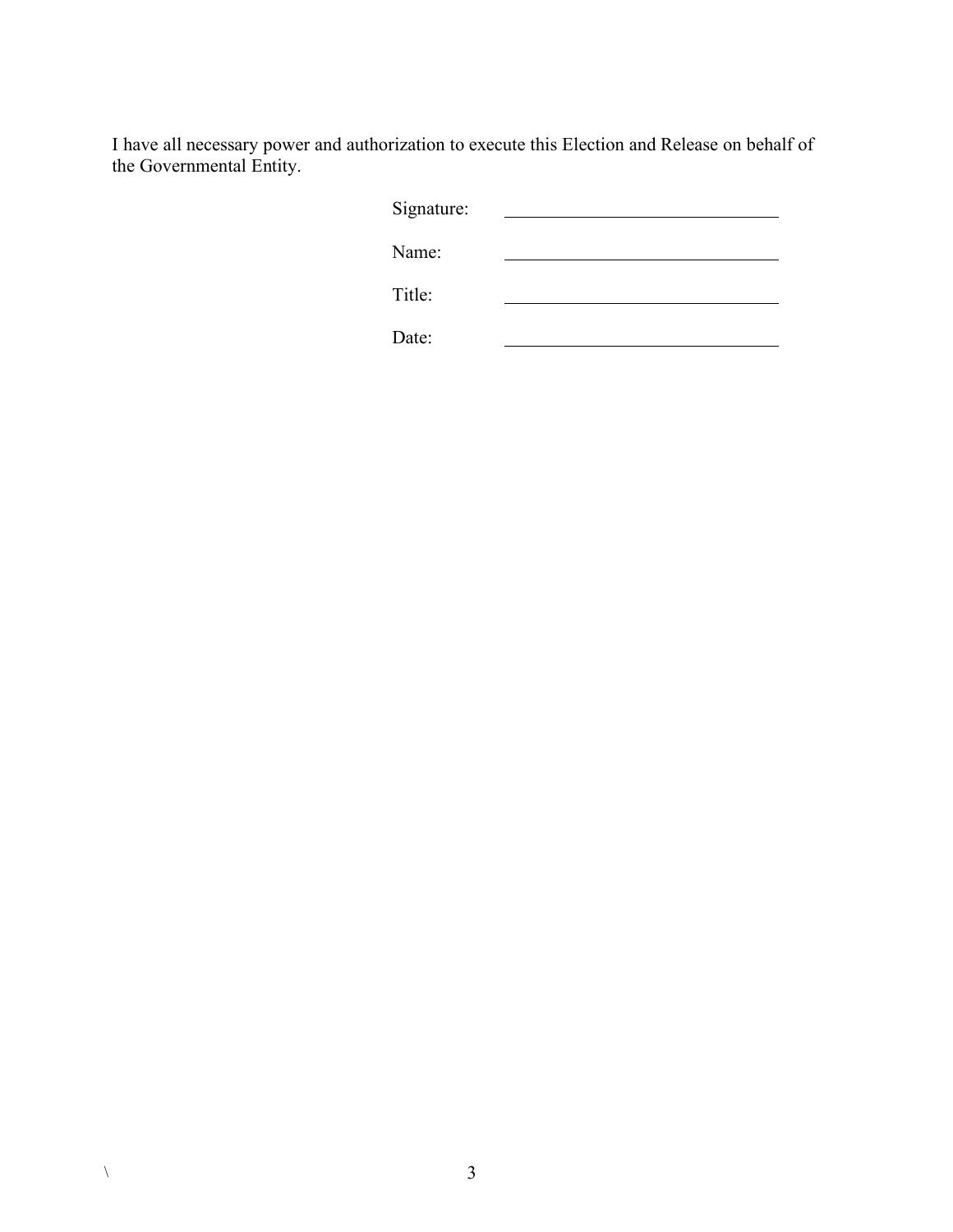I have all necessary power and authorization to execute this Election and Release on behalf of the Governmental Entity.

Signature: ______________________________

Name: ______________________________

Title: ______________________________

Date: ______________________________